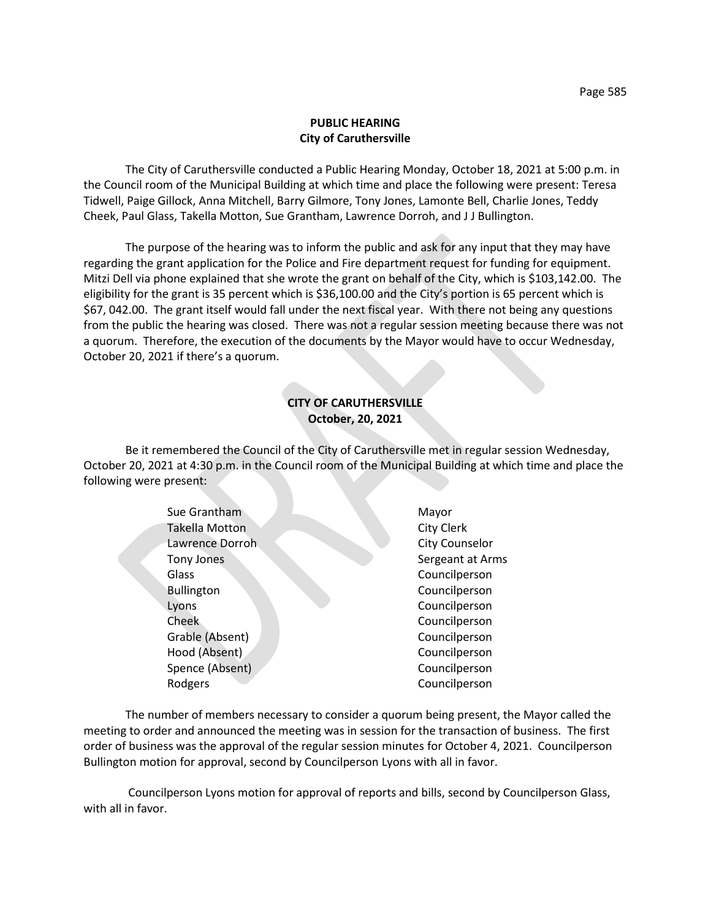## PUBLIC HEARING
## City of Caruthersville

The City of Caruthersville conducted a Public Hearing Monday, October 18, 2021 at 5:00 p.m. in the Council room of the Municipal Building at which time and place the following were present: Teresa Tidwell, Paige Gillock, Anna Mitchell, Barry Gilmore, Tony Jones, Lamonte Bell, Charlie Jones, Teddy Cheek, Paul Glass, Takella Motton, Sue Grantham, Lawrence Dorroh, and J J Bullington.

The purpose of the hearing was to inform the public and ask for any input that they may have regarding the grant application for the Police and Fire department request for funding for equipment. Mitzi Dell via phone explained that she wrote the grant on behalf of the City, which is $103,142.00. The eligibility for the grant is 35 percent which is $36,100.00 and the City's portion is 65 percent which is $67, 042.00. The grant itself would fall under the next fiscal year. With there not being any questions from the public the hearing was closed. There was not a regular session meeting because there was not a quorum. Therefore, the execution of the documents by the Mayor would have to occur Wednesday, October 20, 2021 if there's a quorum.

## CITY OF CARUTHERSVILLE
## October, 20, 2021

Be it remembered the Council of the City of Caruthersville met in regular session Wednesday, October 20, 2021 at 4:30 p.m. in the Council room of the Municipal Building at which time and place the following were present:

| | |
|---|---|
| Sue Grantham | Mayor |
| Takella Motton | City Clerk |
| Lawrence Dorroh | City Counselor |
| Tony Jones | Sergeant at Arms |
| Glass | Councilperson |
| Bullington | Councilperson |
| Lyons | Councilperson |
| Cheek | Councilperson |
| Grable (Absent) | Councilperson |
| Hood (Absent) | Councilperson |
| Spence (Absent) | Councilperson |
| Rodgers | Councilperson |

The number of members necessary to consider a quorum being present, the Mayor called the meeting to order and announced the meeting was in session for the transaction of business. The first order of business was the approval of the regular session minutes for October 4, 2021. Councilperson Bullington motion for approval, second by Councilperson Lyons with all in favor.

Councilperson Lyons motion for approval of reports and bills, second by Councilperson Glass, with all in favor.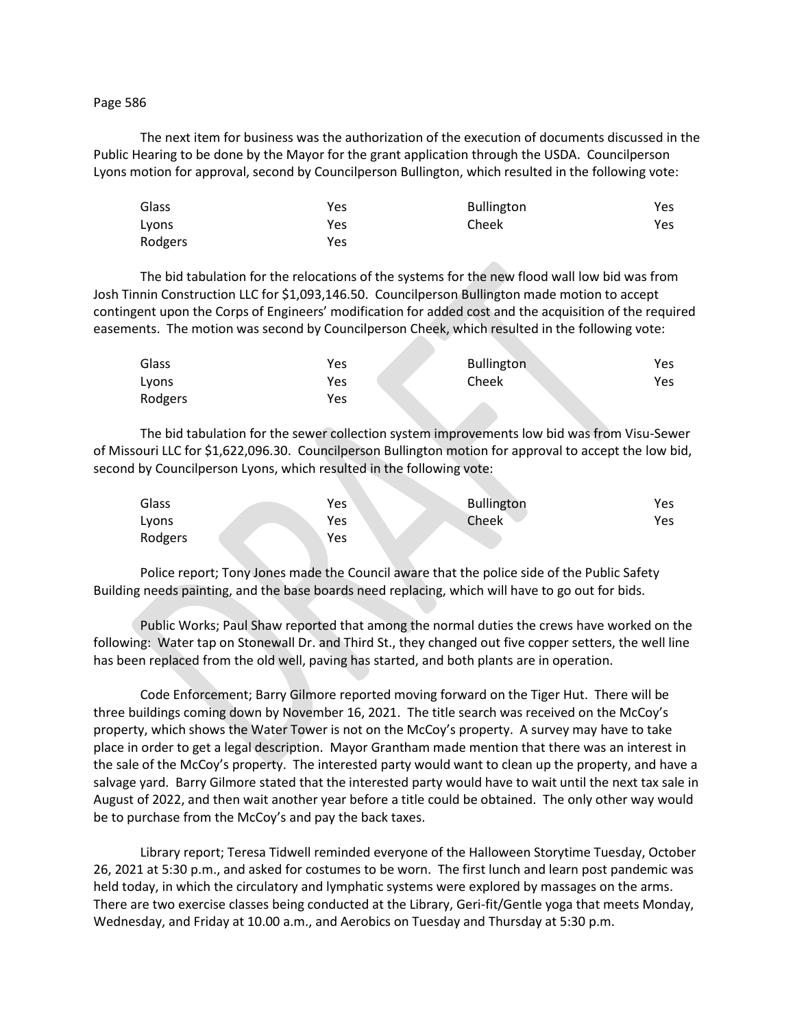The next item for business was the authorization of the execution of documents discussed in the Public Hearing to be done by the Mayor for the grant application through the USDA. Councilperson Lyons motion for approval, second by Councilperson Bullington, which resulted in the following vote:

| | | | |
|---|---|---|---|
| Glass | Yes | Bullington | Yes |
| Lyons | Yes | Cheek | Yes |
| Rodgers | Yes | | |

The bid tabulation for the relocations of the systems for the new flood wall low bid was from Josh Tinnin Construction LLC for $1,093,146.50. Councilperson Bullington made motion to accept contingent upon the Corps of Engineers' modification for added cost and the acquisition of the required easements. The motion was second by Councilperson Cheek, which resulted in the following vote:

| | | | |
|---|---|---|---|
| Glass | Yes | Bullington | Yes |
| Lyons | Yes | Cheek | Yes |
| Rodgers | Yes | | |

The bid tabulation for the sewer collection system improvements low bid was from Visu-Sewer of Missouri LLC for $1,622,096.30. Councilperson Bullington motion for approval to accept the low bid, second by Councilperson Lyons, which resulted in the following vote:

| | | | |
|---|---|---|---|
| Glass | Yes | Bullington | Yes |
| Lyons | Yes | Cheek | Yes |
| Rodgers | Yes | | |

Police report; Tony Jones made the Council aware that the police side of the Public Safety Building needs painting, and the base boards need replacing, which will have to go out for bids.

Public Works; Paul Shaw reported that among the normal duties the crews have worked on the following: Water tap on Stonewall Dr. and Third St., they changed out five copper setters, the well line has been replaced from the old well, paving has started, and both plants are in operation.

Code Enforcement; Barry Gilmore reported moving forward on the Tiger Hut. There will be three buildings coming down by November 16, 2021. The title search was received on the McCoy's property, which shows the Water Tower is not on the McCoy's property. A survey may have to take place in order to get a legal description. Mayor Grantham made mention that there was an interest in the sale of the McCoy's property. The interested party would want to clean up the property, and have a salvage yard. Barry Gilmore stated that the interested party would have to wait until the next tax sale in August of 2022, and then wait another year before a title could be obtained. The only other way would be to purchase from the McCoy's and pay the back taxes.

Library report; Teresa Tidwell reminded everyone of the Halloween Storytime Tuesday, October 26, 2021 at 5:30 p.m., and asked for costumes to be worn. The first lunch and learn post pandemic was held today, in which the circulatory and lymphatic systems were explored by massages on the arms. There are two exercise classes being conducted at the Library, Geri-fit/Gentle yoga that meets Monday, Wednesday, and Friday at 10.00 a.m., and Aerobics on Tuesday and Thursday at 5:30 p.m.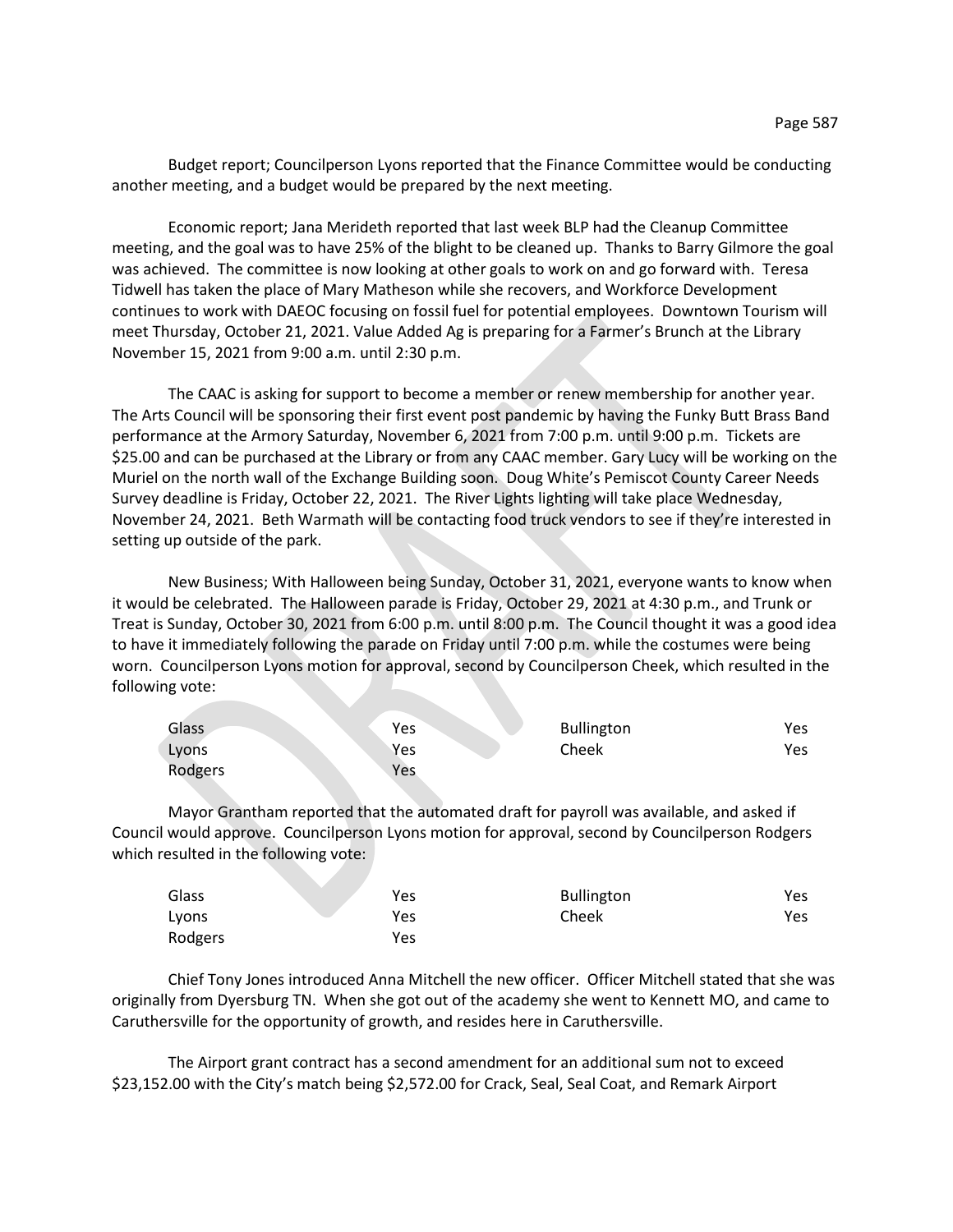Budget report; Councilperson Lyons reported that the Finance Committee would be conducting another meeting, and a budget would be prepared by the next meeting.

Economic report; Jana Merideth reported that last week BLP had the Cleanup Committee meeting, and the goal was to have 25% of the blight to be cleaned up. Thanks to Barry Gilmore the goal was achieved. The committee is now looking at other goals to work on and go forward with. Teresa Tidwell has taken the place of Mary Matheson while she recovers, and Workforce Development continues to work with DAEOC focusing on fossil fuel for potential employees. Downtown Tourism will meet Thursday, October 21, 2021. Value Added Ag is preparing for a Farmer's Brunch at the Library November 15, 2021 from 9:00 a.m. until 2:30 p.m.

The CAAC is asking for support to become a member or renew membership for another year. The Arts Council will be sponsoring their first event post pandemic by having the Funky Butt Brass Band performance at the Armory Saturday, November 6, 2021 from 7:00 p.m. until 9:00 p.m. Tickets are $25.00 and can be purchased at the Library or from any CAAC member. Gary Lucy will be working on the Muriel on the north wall of the Exchange Building soon. Doug White's Pemiscot County Career Needs Survey deadline is Friday, October 22, 2021. The River Lights lighting will take place Wednesday, November 24, 2021. Beth Warmath will be contacting food truck vendors to see if they're interested in setting up outside of the park.

New Business; With Halloween being Sunday, October 31, 2021, everyone wants to know when it would be celebrated. The Halloween parade is Friday, October 29, 2021 at 4:30 p.m., and Trunk or Treat is Sunday, October 30, 2021 from 6:00 p.m. until 8:00 p.m. The Council thought it was a good idea to have it immediately following the parade on Friday until 7:00 p.m. while the costumes were being worn. Councilperson Lyons motion for approval, second by Councilperson Cheek, which resulted in the following vote:

| | | | |
|---|---|---|---|
| Glass | Yes | Bullington | Yes |
| Lyons | Yes | Cheek | Yes |
| Rodgers | Yes | | |

Mayor Grantham reported that the automated draft for payroll was available, and asked if Council would approve. Councilperson Lyons motion for approval, second by Councilperson Rodgers which resulted in the following vote:

| | | | |
|---|---|---|---|
| Glass | Yes | Bullington | Yes |
| Lyons | Yes | Cheek | Yes |
| Rodgers | Yes | | |

Chief Tony Jones introduced Anna Mitchell the new officer. Officer Mitchell stated that she was originally from Dyersburg TN. When she got out of the academy she went to Kennett MO, and came to Caruthersville for the opportunity of growth, and resides here in Caruthersville.

The Airport grant contract has a second amendment for an additional sum not to exceed $23,152.00 with the City's match being $2,572.00 for Crack, Seal, Seal Coat, and Remark Airport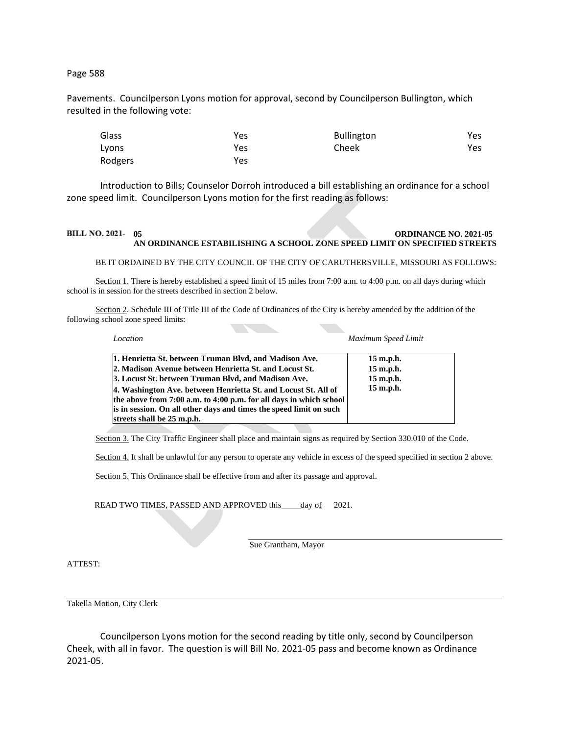Pavements. Councilperson Lyons motion for approval, second by Councilperson Bullington, which resulted in the following vote:

| | | | |
|---|---|---|---|
| Glass | Yes | Bullington | Yes |
| Lyons | Yes | Cheek | Yes |
| Rodgers | Yes | | |

Introduction to Bills; Counselor Dorroh introduced a bill establishing an ordinance for a school zone speed limit. Councilperson Lyons motion for the first reading as follows:

**BILL NO. 2021- 05** **ORDINANCE NO. 2021-05**

**AN ORDINANCE ESTABILISHING A SCHOOL ZONE SPEED LIMIT ON SPECIFIED STREETS**

BE IT ORDAINED BY THE CITY COUNCIL OF THE CITY OF CARUTHERSVILLE, MISSOURI AS FOLLOWS:

Section 1. There is hereby established a speed limit of 15 miles from 7:00 a.m. to 4:00 p.m. on all days during which school is in session for the streets described in section 2 below.

Section 2. Schedule III of Title III of the Code of Ordinances of the City is hereby amended by the addition of the following school zone speed limits:

| *Location* | *Maximum Speed Limit* |
|---|---|
| **1. Henrietta St. between Truman Blvd, and Madison Ave.** | **15 m.p.h.** |
| **2. Madison Avenue between Henrietta St. and Locust St.** | **15 m.p.h.** |
| **3. Locust St. between Truman Blvd, and Madison Ave.** | **15 m.p.h.** |
| **4. Washington Ave. between Henrietta St. and Locust St. All of the above from 7:00 a.m. to 4:00 p.m. for all days in which school is in session. On all other days and times the speed limit on such streets shall be 25 m.p.h.** | **15 m.p.h.** |

Section 3. The City Traffic Engineer shall place and maintain signs as required by Section 330.010 of the Code.

Section 4. It shall be unlawful for any person to operate any vehicle in excess of the speed specified in section 2 above.

Section 5. This Ordinance shall be effective from and after its passage and approval.

READ TWO TIMES, PASSED AND APPROVED this\_\_\_\_\_day of 2021.

\_\_\_\_\_\_\_\_\_\_\_\_\_\_\_\_\_\_\_\_\_\_\_\_\_\_\_\_\_\_\_\_\_\_\_\_\_\_\_\_

Sue Grantham, Mayor

ATTEST:

\_\_\_\_\_\_\_\_\_\_\_\_\_\_\_\_\_\_\_\_\_\_\_\_\_\_\_\_\_\_\_\_\_\_\_\_\_\_\_\_

Takella Motion, City Clerk

Councilperson Lyons motion for the second reading by title only, second by Councilperson Cheek, with all in favor. The question is will Bill No. 2021-05 pass and become known as Ordinance 2021-05.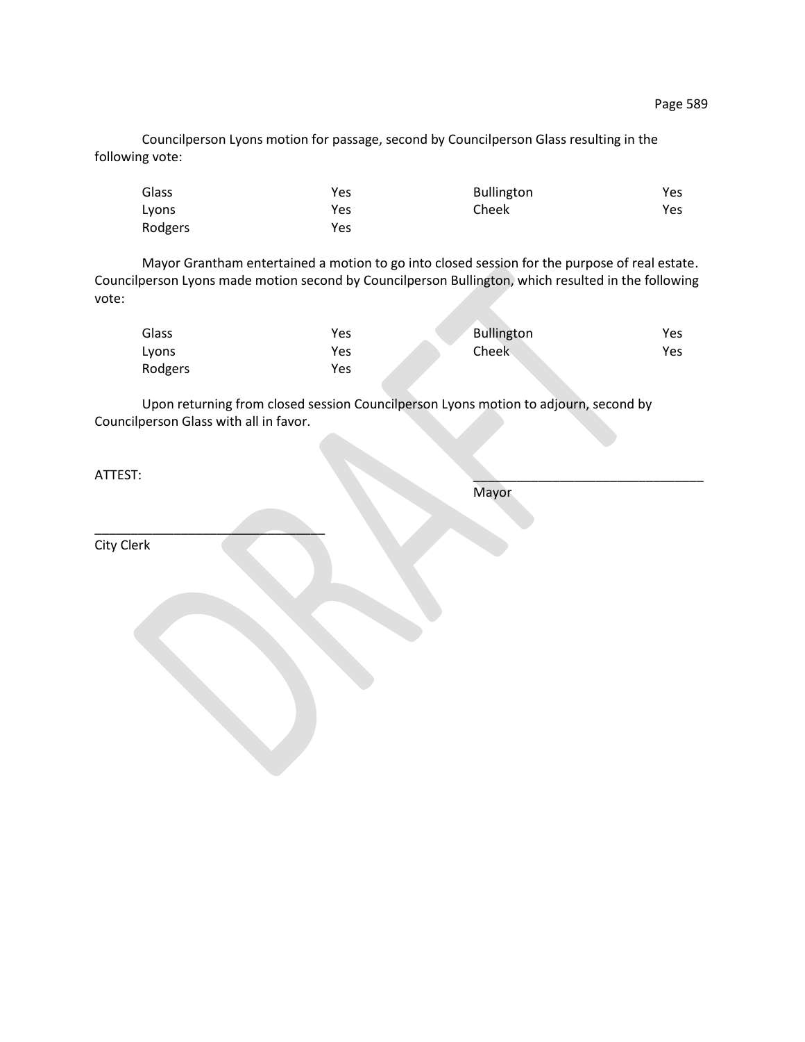Councilperson Lyons motion for passage, second by Councilperson Glass resulting in the following vote:

| | | | |
|---|---|---|---|
| Glass | Yes | Bullington | Yes |
| Lyons | Yes | Cheek | Yes |
| Rodgers | Yes | | |

Mayor Grantham entertained a motion to go into closed session for the purpose of real estate. Councilperson Lyons made motion second by Councilperson Bullington, which resulted in the following vote:

| | | | |
|---|---|---|---|
| Glass | Yes | Bullington | Yes |
| Lyons | Yes | Cheek | Yes |
| Rodgers | Yes | | |

Upon returning from closed session Councilperson Lyons motion to adjourn, second by Councilperson Glass with all in favor.

ATTEST: ________________________________
Mayor

________________________________
City Clerk